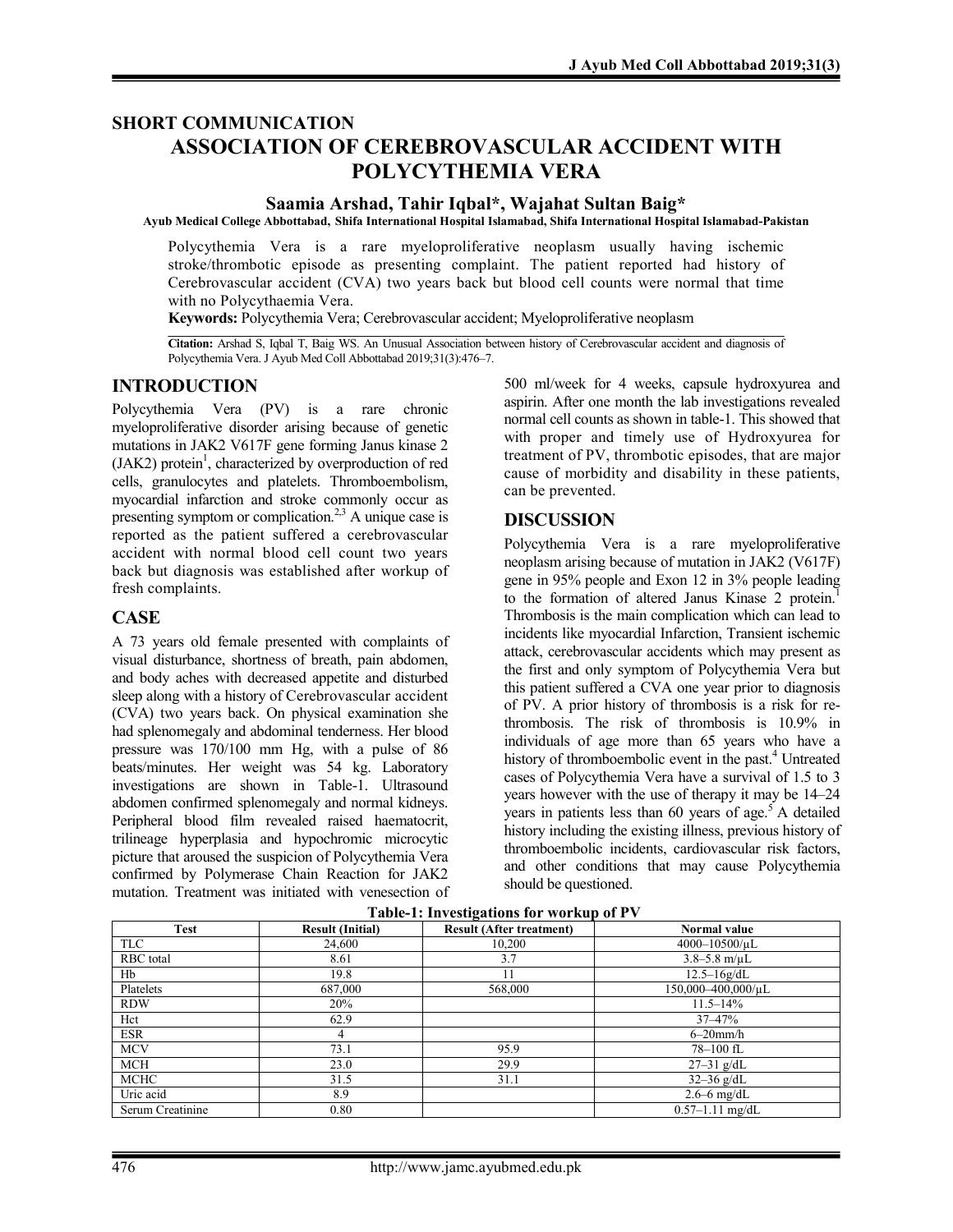## SHORT COMMUNICATION

# ASSOCIATION OF CEREBROVASCULAR ACCIDENT WITH POLYCYTHEMIA VERA

**Saamia Arshad, Tahir Iqbal*, Wajahat Sultan Baig***

**Ayub Medical College Abbottabad, Shifa International Hospital Islamabad, Shifa International Hospital Islamabad-Pakistan**

Polycythemia Vera is a rare myeloproliferative neoplasm usually having ischemic stroke/thrombotic episode as presenting complaint. The patient reported had history of Cerebrovascular accident (CVA) two years back but blood cell counts were normal that time with no Polycythaemia Vera.

**Keywords:** Polycythemia Vera; Cerebrovascular accident; Myeloproliferative neoplasm

**Citation:** Arshad S, Iqbal T, Baig WS. An Unusual Association between history of Cerebrovascular accident and diagnosis of Polycythemia Vera. J Ayub Med Coll Abbottabad 2019;31(3):476–7.

## INTRODUCTION

Polycythemia Vera (PV) is a rare chronic myeloproliferative disorder arising because of genetic mutations in JAK2 V617F gene forming Janus kinase 2 (JAK2) protein[1], characterized by overproduction of red cells, granulocytes and platelets. Thromboembolism, myocardial infarction and stroke commonly occur as presenting symptom or complication.[2,3] A unique case is reported as the patient suffered a cerebrovascular accident with normal blood cell count two years back but diagnosis was established after workup of fresh complaints.

## CASE

A 73 years old female presented with complaints of visual disturbance, shortness of breath, pain abdomen, and body aches with decreased appetite and disturbed sleep along with a history of Cerebrovascular accident (CVA) two years back. On physical examination she had splenomegaly and abdominal tenderness. Her blood pressure was 170/100 mm Hg, with a pulse of 86 beats/minutes. Her weight was 54 kg. Laboratory investigations are shown in Table-1. Ultrasound abdomen confirmed splenomegaly and normal kidneys. Peripheral blood film revealed raised haematocrit, trilineage hyperplasia and hypochromic microcytic picture that aroused the suspicion of Polycythemia Vera confirmed by Polymerase Chain Reaction for JAK2 mutation. Treatment was initiated with venesection of 500 ml/week for 4 weeks, capsule hydroxyurea and aspirin. After one month the lab investigations revealed normal cell counts as shown in table-1. This showed that with proper and timely use of Hydroxyurea for treatment of PV, thrombotic episodes, that are major cause of morbidity and disability in these patients, can be prevented.

## DISCUSSION

Polycythemia Vera is a rare myeloproliferative neoplasm arising because of mutation in JAK2 (V617F) gene in 95% people and Exon 12 in 3% people leading to the formation of altered Janus Kinase 2 protein.[1] Thrombosis is the main complication which can lead to incidents like myocardial Infarction, Transient ischemic attack, cerebrovascular accidents which may present as the first and only symptom of Polycythemia Vera but this patient suffered a CVA one year prior to diagnosis of PV. A prior history of thrombosis is a risk for re-thrombosis. The risk of thrombosis is 10.9% in individuals of age more than 65 years who have a history of thromboembolic event in the past.[4] Untreated cases of Polycythemia Vera have a survival of 1.5 to 3 years however with the use of therapy it may be 14–24 years in patients less than 60 years of age.[5] A detailed history including the existing illness, previous history of thromboembolic incidents, cardiovascular risk factors, and other conditions that may cause Polycythemia should be questioned.

**Table-1: Investigations for workup of PV**

| Test | Result (Initial) | Result (After treatment) | Normal value |
|---|---|---|---|
| TLC | 24,600 | 10,200 | 4000–10500/µL |
| RBC total | 8.61 | 3.7 | 3.8–5.8 m/µL |
| Hb | 19.8 | 11 | 12.5–16g/dL |
| Platelets | 687,000 | 568,000 | 150,000–400,000/µL |
| RDW | 20% | | 11.5–14% |
| Hct | 62.9 | | 37–47% |
| ESR | 4 | | 6–20mm/h |
| MCV | 73.1 | 95.9 | 78–100 fL |
| MCH | 23.0 | 29.9 | 27–31 g/dL |
| MCHC | 31.5 | 31.1 | 32–36 g/dL |
| Uric acid | 8.9 | | 2.6–6 mg/dL |
| Serum Creatinine | 0.80 | | 0.57–1.11 mg/dL |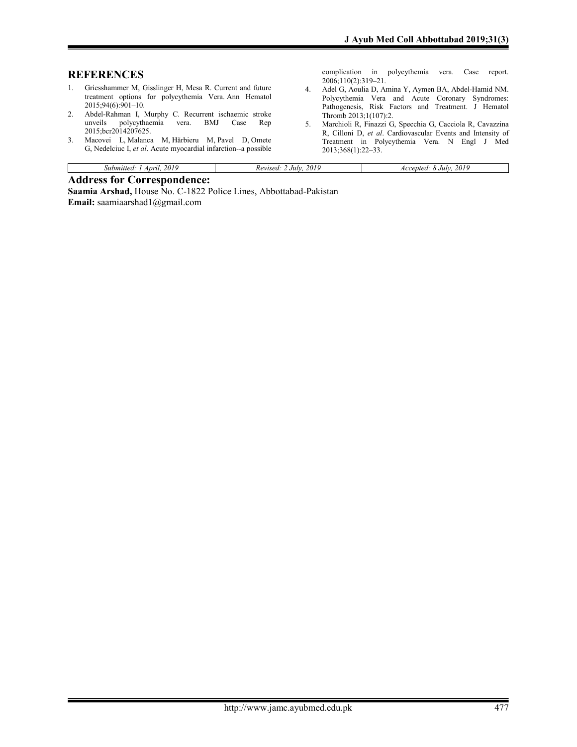## REFERENCES

1. Griesshammer M, Gisslinger H, Mesa R. Current and future treatment options for polycythemia Vera. Ann Hematol 2015;94(6):901–10.
2. Abdel-Rahman I, Murphy C. Recurrent ischaemic stroke unveils polycythaemia vera. BMJ Case Rep 2015;bcr2014207625.
3. Macovei L, Malanca M, Hărbieru M, Pavel D, Omete G, Nedelciuc I, *et al*. Acute myocardial infarction--a possible complication in polycythemia vera. Case report. 2006;110(2):319–21.
4. Adel G, Aoulia D, Amina Y, Aymen BA, Abdel-Hamid NM. Polycythemia Vera and Acute Coronary Syndromes: Pathogenesis, Risk Factors and Treatment. J Hematol Thromb 2013;1(107):2.
5. Marchioli R, Finazzi G, Specchia G, Cacciola R, Cavazzina R, Cilloni D, *et al*. Cardiovascular Events and Intensity of Treatment in Polycythemia Vera. N Engl J Med 2013;368(1):22–33.

| | | |
|---|---|---|
| *Submitted: 1 April, 2019* | *Revised: 2 July, 2019* | *Accepted: 8 July, 2019* |

**Address for Correspondence:**

**Saamia Arshad,** House No. C-1822 Police Lines, Abbottabad-Pakistan

**Email:** saamiaarshad1@gmail.com